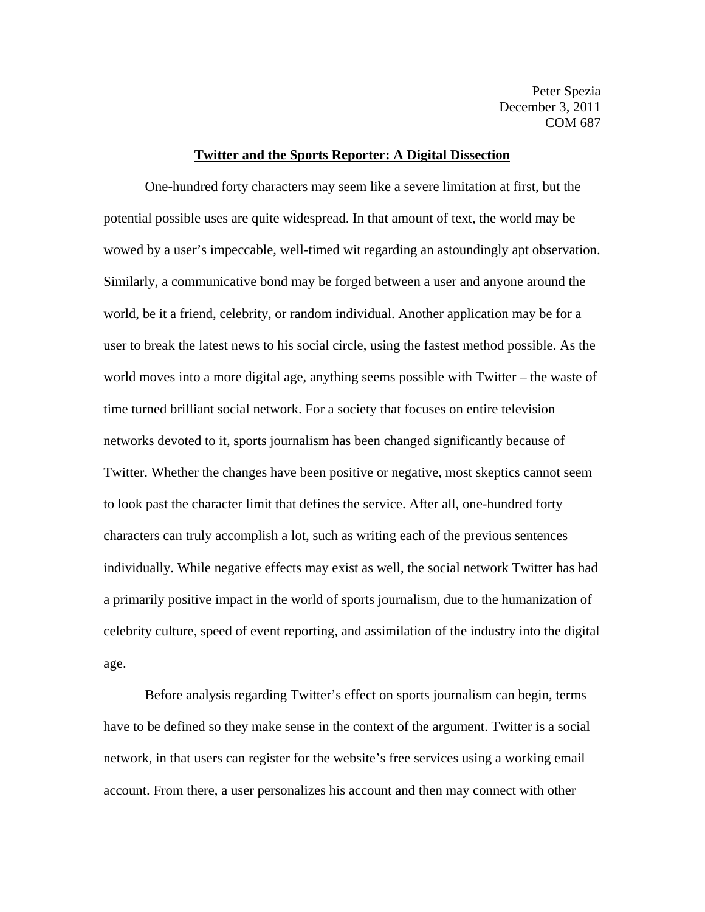Peter Spezia
December 3, 2011
COM 687

# Twitter and the Sports Reporter: A Digital Dissection

One-hundred forty characters may seem like a severe limitation at first, but the potential possible uses are quite widespread. In that amount of text, the world may be wowed by a user's impeccable, well-timed wit regarding an astoundingly apt observation. Similarly, a communicative bond may be forged between a user and anyone around the world, be it a friend, celebrity, or random individual. Another application may be for a user to break the latest news to his social circle, using the fastest method possible. As the world moves into a more digital age, anything seems possible with Twitter – the waste of time turned brilliant social network. For a society that focuses on entire television networks devoted to it, sports journalism has been changed significantly because of Twitter. Whether the changes have been positive or negative, most skeptics cannot seem to look past the character limit that defines the service. After all, one-hundred forty characters can truly accomplish a lot, such as writing each of the previous sentences individually. While negative effects may exist as well, the social network Twitter has had a primarily positive impact in the world of sports journalism, due to the humanization of celebrity culture, speed of event reporting, and assimilation of the industry into the digital age.

Before analysis regarding Twitter's effect on sports journalism can begin, terms have to be defined so they make sense in the context of the argument. Twitter is a social network, in that users can register for the website's free services using a working email account. From there, a user personalizes his account and then may connect with other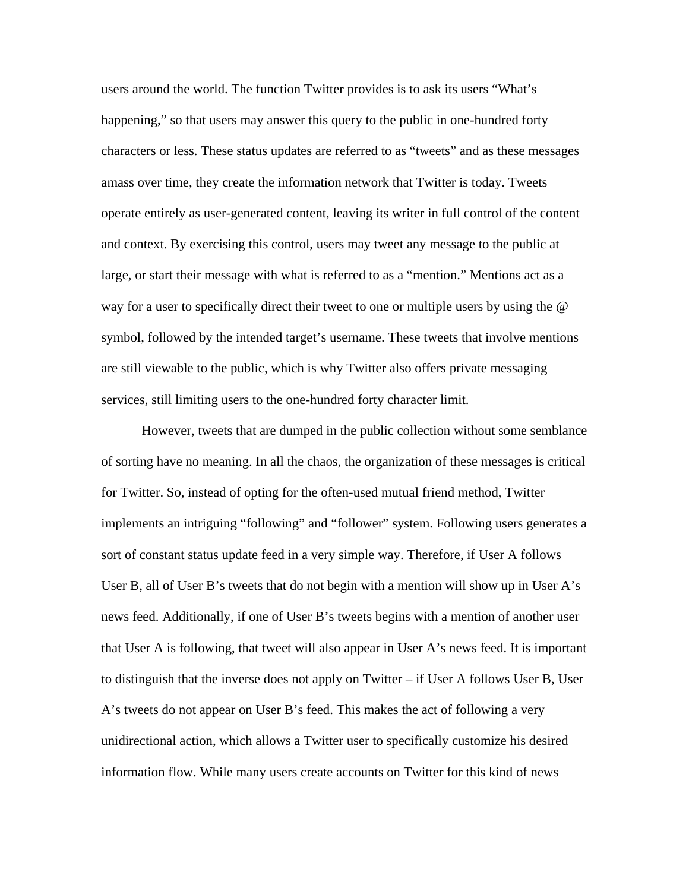users around the world. The function Twitter provides is to ask its users "What's happening," so that users may answer this query to the public in one-hundred forty characters or less. These status updates are referred to as "tweets" and as these messages amass over time, they create the information network that Twitter is today. Tweets operate entirely as user-generated content, leaving its writer in full control of the content and context. By exercising this control, users may tweet any message to the public at large, or start their message with what is referred to as a "mention." Mentions act as a way for a user to specifically direct their tweet to one or multiple users by using the @ symbol, followed by the intended target's username. These tweets that involve mentions are still viewable to the public, which is why Twitter also offers private messaging services, still limiting users to the one-hundred forty character limit.

However, tweets that are dumped in the public collection without some semblance of sorting have no meaning. In all the chaos, the organization of these messages is critical for Twitter. So, instead of opting for the often-used mutual friend method, Twitter implements an intriguing "following" and "follower" system. Following users generates a sort of constant status update feed in a very simple way. Therefore, if User A follows User B, all of User B's tweets that do not begin with a mention will show up in User A's news feed. Additionally, if one of User B's tweets begins with a mention of another user that User A is following, that tweet will also appear in User A's news feed. It is important to distinguish that the inverse does not apply on Twitter – if User A follows User B, User A's tweets do not appear on User B's feed. This makes the act of following a very unidirectional action, which allows a Twitter user to specifically customize his desired information flow. While many users create accounts on Twitter for this kind of news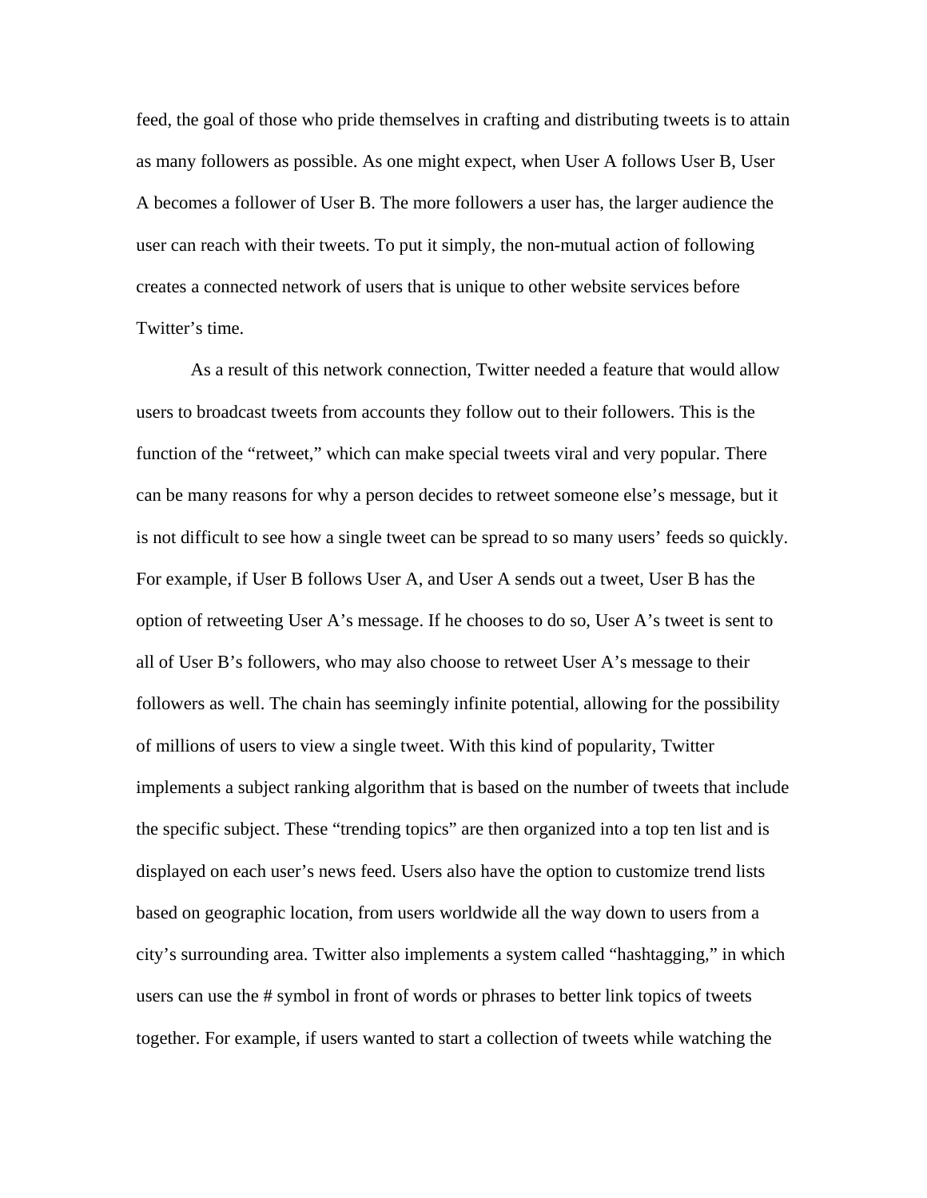feed, the goal of those who pride themselves in crafting and distributing tweets is to attain as many followers as possible. As one might expect, when User A follows User B, User A becomes a follower of User B. The more followers a user has, the larger audience the user can reach with their tweets. To put it simply, the non-mutual action of following creates a connected network of users that is unique to other website services before Twitter's time.

As a result of this network connection, Twitter needed a feature that would allow users to broadcast tweets from accounts they follow out to their followers. This is the function of the "retweet," which can make special tweets viral and very popular. There can be many reasons for why a person decides to retweet someone else's message, but it is not difficult to see how a single tweet can be spread to so many users' feeds so quickly. For example, if User B follows User A, and User A sends out a tweet, User B has the option of retweeting User A's message. If he chooses to do so, User A's tweet is sent to all of User B's followers, who may also choose to retweet User A's message to their followers as well. The chain has seemingly infinite potential, allowing for the possibility of millions of users to view a single tweet. With this kind of popularity, Twitter implements a subject ranking algorithm that is based on the number of tweets that include the specific subject. These "trending topics" are then organized into a top ten list and is displayed on each user's news feed. Users also have the option to customize trend lists based on geographic location, from users worldwide all the way down to users from a city's surrounding area. Twitter also implements a system called "hashtagging," in which users can use the # symbol in front of words or phrases to better link topics of tweets together. For example, if users wanted to start a collection of tweets while watching the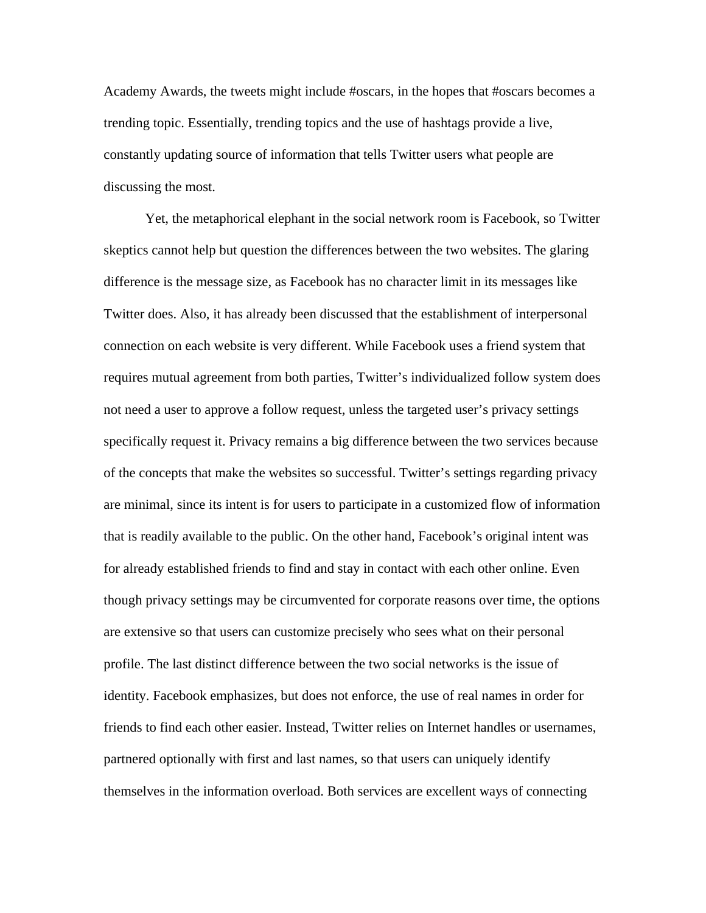Academy Awards, the tweets might include #oscars, in the hopes that #oscars becomes a trending topic. Essentially, trending topics and the use of hashtags provide a live, constantly updating source of information that tells Twitter users what people are discussing the most.

Yet, the metaphorical elephant in the social network room is Facebook, so Twitter skeptics cannot help but question the differences between the two websites. The glaring difference is the message size, as Facebook has no character limit in its messages like Twitter does. Also, it has already been discussed that the establishment of interpersonal connection on each website is very different. While Facebook uses a friend system that requires mutual agreement from both parties, Twitter's individualized follow system does not need a user to approve a follow request, unless the targeted user's privacy settings specifically request it. Privacy remains a big difference between the two services because of the concepts that make the websites so successful. Twitter's settings regarding privacy are minimal, since its intent is for users to participate in a customized flow of information that is readily available to the public. On the other hand, Facebook's original intent was for already established friends to find and stay in contact with each other online. Even though privacy settings may be circumvented for corporate reasons over time, the options are extensive so that users can customize precisely who sees what on their personal profile. The last distinct difference between the two social networks is the issue of identity. Facebook emphasizes, but does not enforce, the use of real names in order for friends to find each other easier. Instead, Twitter relies on Internet handles or usernames, partnered optionally with first and last names, so that users can uniquely identify themselves in the information overload. Both services are excellent ways of connecting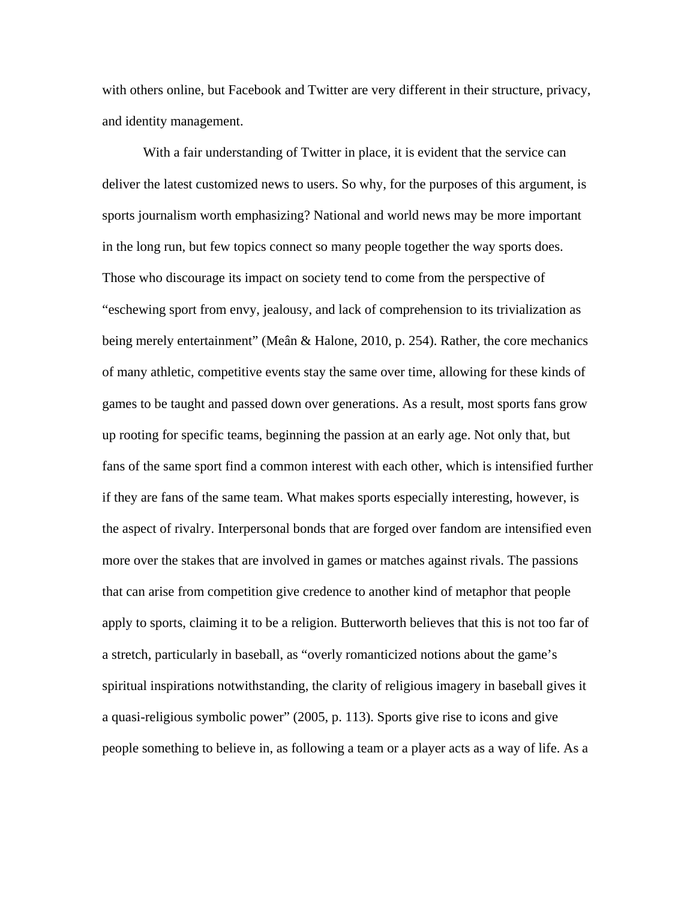with others online, but Facebook and Twitter are very different in their structure, privacy, and identity management.

With a fair understanding of Twitter in place, it is evident that the service can deliver the latest customized news to users. So why, for the purposes of this argument, is sports journalism worth emphasizing? National and world news may be more important in the long run, but few topics connect so many people together the way sports does. Those who discourage its impact on society tend to come from the perspective of "eschewing sport from envy, jealousy, and lack of comprehension to its trivialization as being merely entertainment" (Meân & Halone, 2010, p. 254). Rather, the core mechanics of many athletic, competitive events stay the same over time, allowing for these kinds of games to be taught and passed down over generations. As a result, most sports fans grow up rooting for specific teams, beginning the passion at an early age. Not only that, but fans of the same sport find a common interest with each other, which is intensified further if they are fans of the same team. What makes sports especially interesting, however, is the aspect of rivalry. Interpersonal bonds that are forged over fandom are intensified even more over the stakes that are involved in games or matches against rivals. The passions that can arise from competition give credence to another kind of metaphor that people apply to sports, claiming it to be a religion. Butterworth believes that this is not too far of a stretch, particularly in baseball, as "overly romanticized notions about the game's spiritual inspirations notwithstanding, the clarity of religious imagery in baseball gives it a quasi-religious symbolic power" (2005, p. 113). Sports give rise to icons and give people something to believe in, as following a team or a player acts as a way of life. As a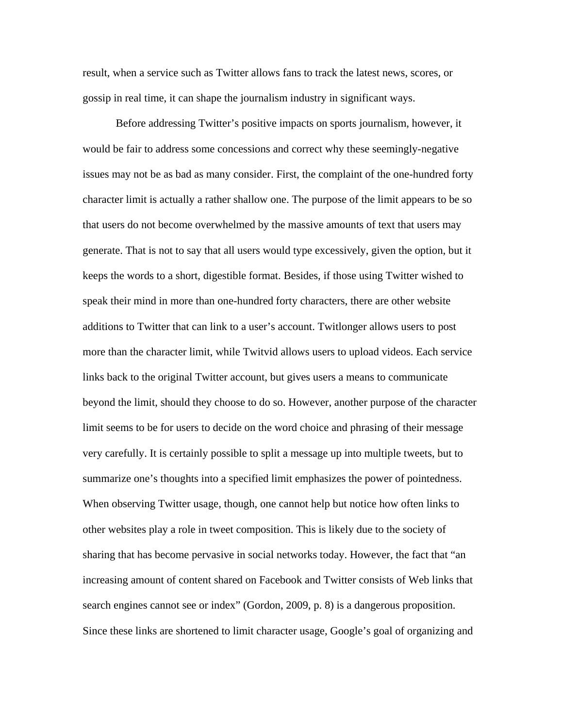result, when a service such as Twitter allows fans to track the latest news, scores, or gossip in real time, it can shape the journalism industry in significant ways.

Before addressing Twitter's positive impacts on sports journalism, however, it would be fair to address some concessions and correct why these seemingly-negative issues may not be as bad as many consider. First, the complaint of the one-hundred forty character limit is actually a rather shallow one. The purpose of the limit appears to be so that users do not become overwhelmed by the massive amounts of text that users may generate. That is not to say that all users would type excessively, given the option, but it keeps the words to a short, digestible format. Besides, if those using Twitter wished to speak their mind in more than one-hundred forty characters, there are other website additions to Twitter that can link to a user's account. Twitlonger allows users to post more than the character limit, while Twitvid allows users to upload videos. Each service links back to the original Twitter account, but gives users a means to communicate beyond the limit, should they choose to do so. However, another purpose of the character limit seems to be for users to decide on the word choice and phrasing of their message very carefully. It is certainly possible to split a message up into multiple tweets, but to summarize one's thoughts into a specified limit emphasizes the power of pointedness. When observing Twitter usage, though, one cannot help but notice how often links to other websites play a role in tweet composition. This is likely due to the society of sharing that has become pervasive in social networks today. However, the fact that "an increasing amount of content shared on Facebook and Twitter consists of Web links that search engines cannot see or index" (Gordon, 2009, p. 8) is a dangerous proposition. Since these links are shortened to limit character usage, Google's goal of organizing and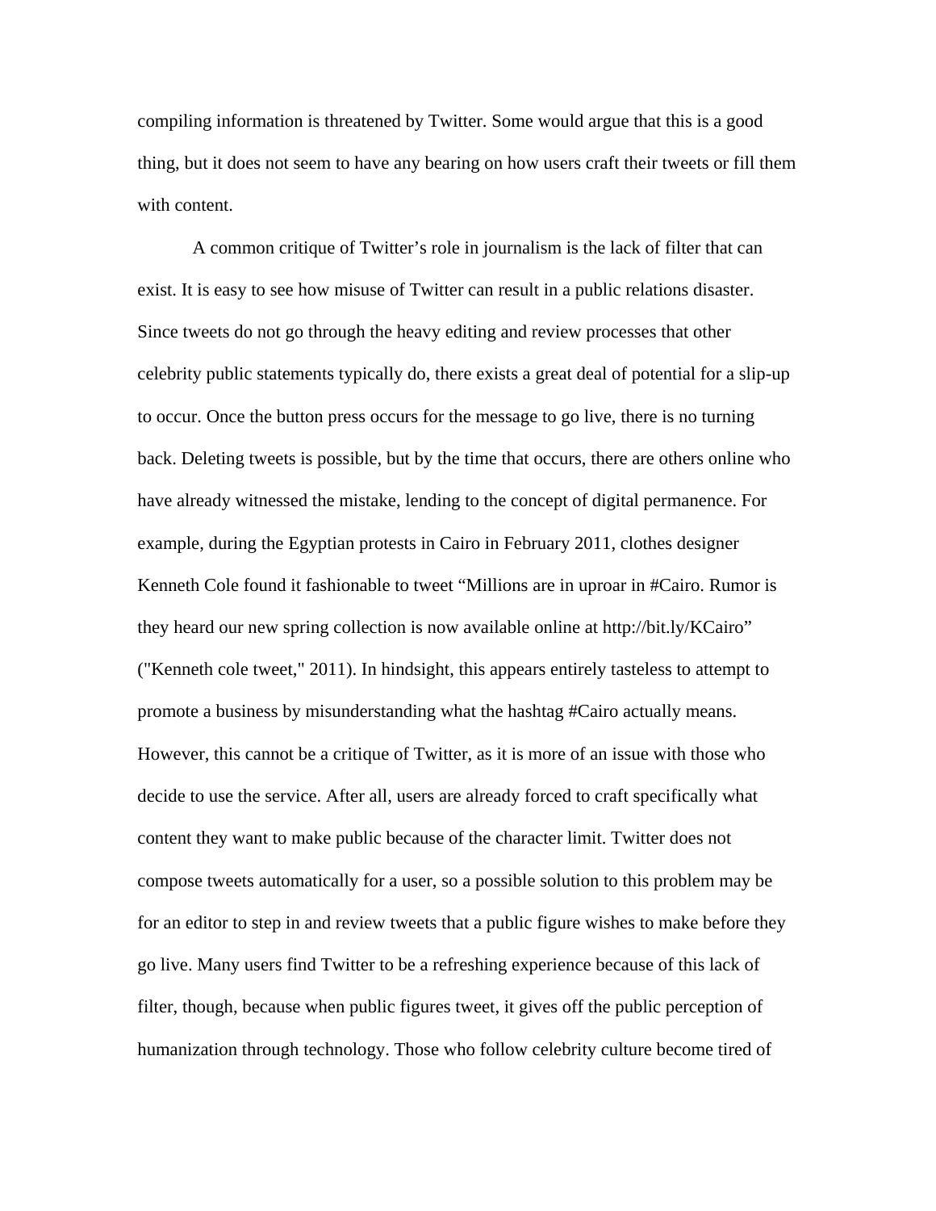compiling information is threatened by Twitter. Some would argue that this is a good thing, but it does not seem to have any bearing on how users craft their tweets or fill them with content.

A common critique of Twitter's role in journalism is the lack of filter that can exist. It is easy to see how misuse of Twitter can result in a public relations disaster. Since tweets do not go through the heavy editing and review processes that other celebrity public statements typically do, there exists a great deal of potential for a slip-up to occur. Once the button press occurs for the message to go live, there is no turning back. Deleting tweets is possible, but by the time that occurs, there are others online who have already witnessed the mistake, lending to the concept of digital permanence. For example, during the Egyptian protests in Cairo in February 2011, clothes designer Kenneth Cole found it fashionable to tweet "Millions are in uproar in #Cairo. Rumor is they heard our new spring collection is now available online at http://bit.ly/KCairo" ("Kenneth cole tweet," 2011). In hindsight, this appears entirely tasteless to attempt to promote a business by misunderstanding what the hashtag #Cairo actually means. However, this cannot be a critique of Twitter, as it is more of an issue with those who decide to use the service. After all, users are already forced to craft specifically what content they want to make public because of the character limit. Twitter does not compose tweets automatically for a user, so a possible solution to this problem may be for an editor to step in and review tweets that a public figure wishes to make before they go live. Many users find Twitter to be a refreshing experience because of this lack of filter, though, because when public figures tweet, it gives off the public perception of humanization through technology. Those who follow celebrity culture become tired of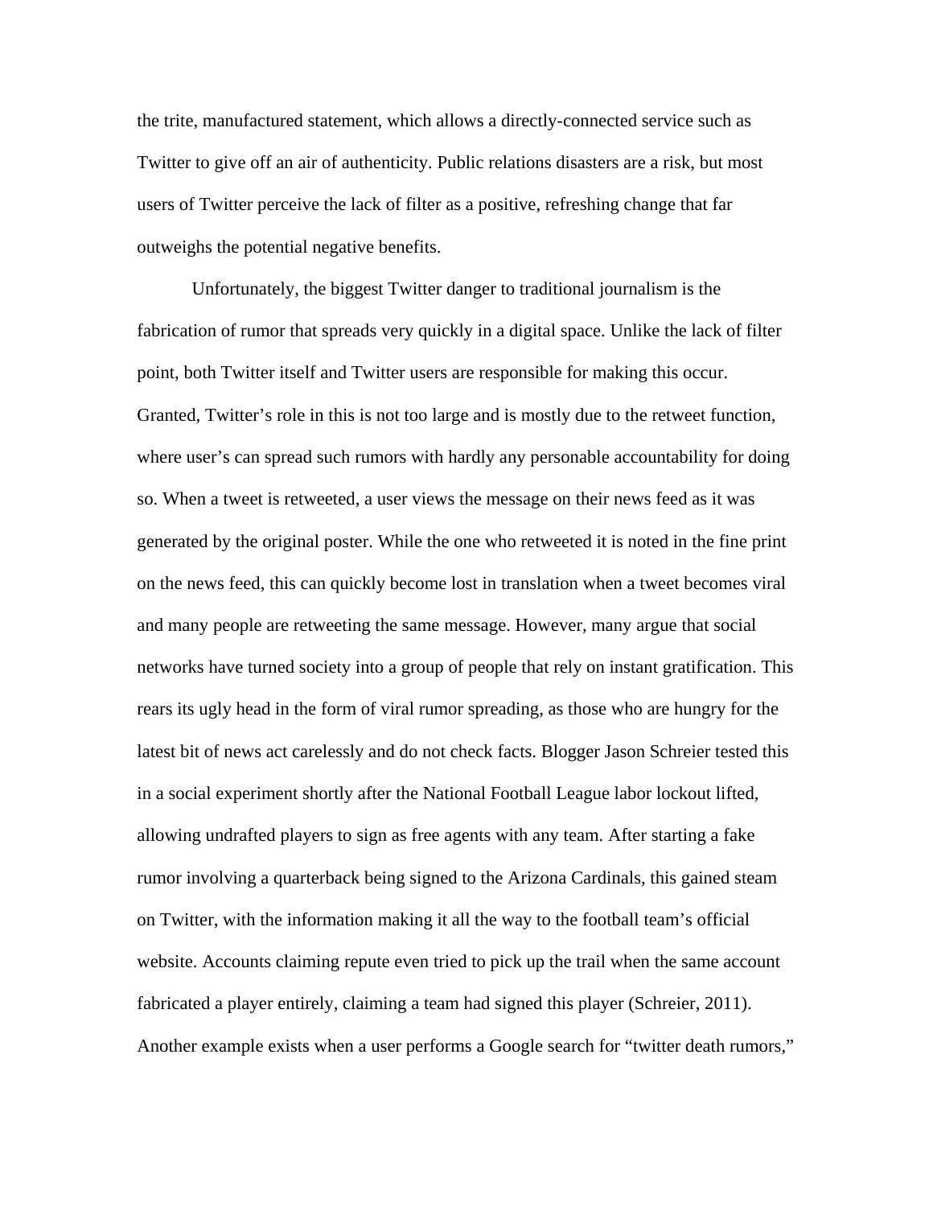the trite, manufactured statement, which allows a directly-connected service such as Twitter to give off an air of authenticity. Public relations disasters are a risk, but most users of Twitter perceive the lack of filter as a positive, refreshing change that far outweighs the potential negative benefits.

Unfortunately, the biggest Twitter danger to traditional journalism is the fabrication of rumor that spreads very quickly in a digital space. Unlike the lack of filter point, both Twitter itself and Twitter users are responsible for making this occur. Granted, Twitter's role in this is not too large and is mostly due to the retweet function, where user's can spread such rumors with hardly any personable accountability for doing so. When a tweet is retweeted, a user views the message on their news feed as it was generated by the original poster. While the one who retweeted it is noted in the fine print on the news feed, this can quickly become lost in translation when a tweet becomes viral and many people are retweeting the same message. However, many argue that social networks have turned society into a group of people that rely on instant gratification. This rears its ugly head in the form of viral rumor spreading, as those who are hungry for the latest bit of news act carelessly and do not check facts. Blogger Jason Schreier tested this in a social experiment shortly after the National Football League labor lockout lifted, allowing undrafted players to sign as free agents with any team. After starting a fake rumor involving a quarterback being signed to the Arizona Cardinals, this gained steam on Twitter, with the information making it all the way to the football team's official website. Accounts claiming repute even tried to pick up the trail when the same account fabricated a player entirely, claiming a team had signed this player (Schreier, 2011). Another example exists when a user performs a Google search for "twitter death rumors,"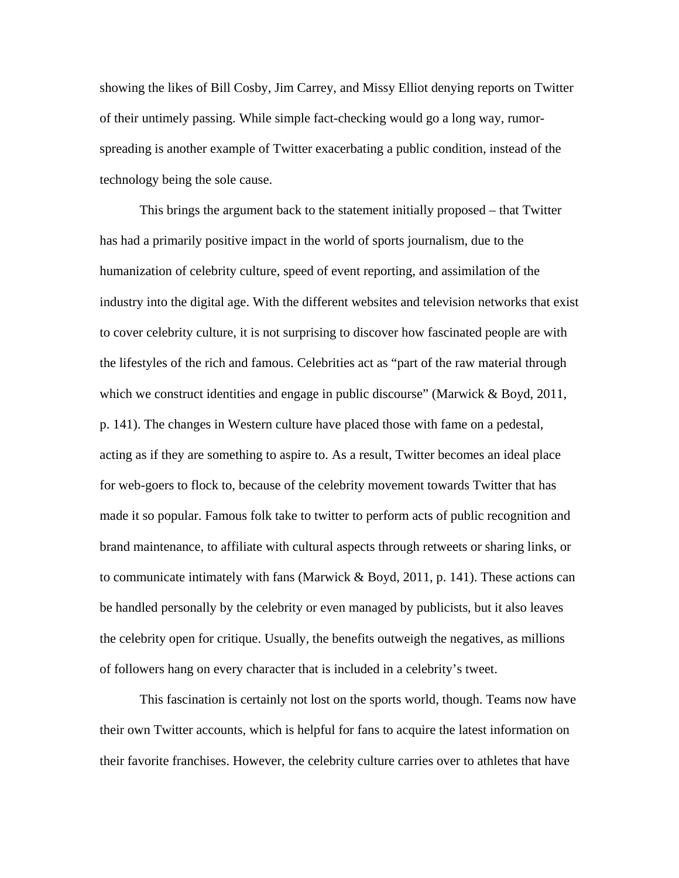showing the likes of Bill Cosby, Jim Carrey, and Missy Elliot denying reports on Twitter of their untimely passing. While simple fact-checking would go a long way, rumor-spreading is another example of Twitter exacerbating a public condition, instead of the technology being the sole cause.

This brings the argument back to the statement initially proposed – that Twitter has had a primarily positive impact in the world of sports journalism, due to the humanization of celebrity culture, speed of event reporting, and assimilation of the industry into the digital age. With the different websites and television networks that exist to cover celebrity culture, it is not surprising to discover how fascinated people are with the lifestyles of the rich and famous. Celebrities act as "part of the raw material through which we construct identities and engage in public discourse" (Marwick & Boyd, 2011, p. 141). The changes in Western culture have placed those with fame on a pedestal, acting as if they are something to aspire to. As a result, Twitter becomes an ideal place for web-goers to flock to, because of the celebrity movement towards Twitter that has made it so popular. Famous folk take to twitter to perform acts of public recognition and brand maintenance, to affiliate with cultural aspects through retweets or sharing links, or to communicate intimately with fans (Marwick & Boyd, 2011, p. 141). These actions can be handled personally by the celebrity or even managed by publicists, but it also leaves the celebrity open for critique. Usually, the benefits outweigh the negatives, as millions of followers hang on every character that is included in a celebrity's tweet.

This fascination is certainly not lost on the sports world, though. Teams now have their own Twitter accounts, which is helpful for fans to acquire the latest information on their favorite franchises. However, the celebrity culture carries over to athletes that have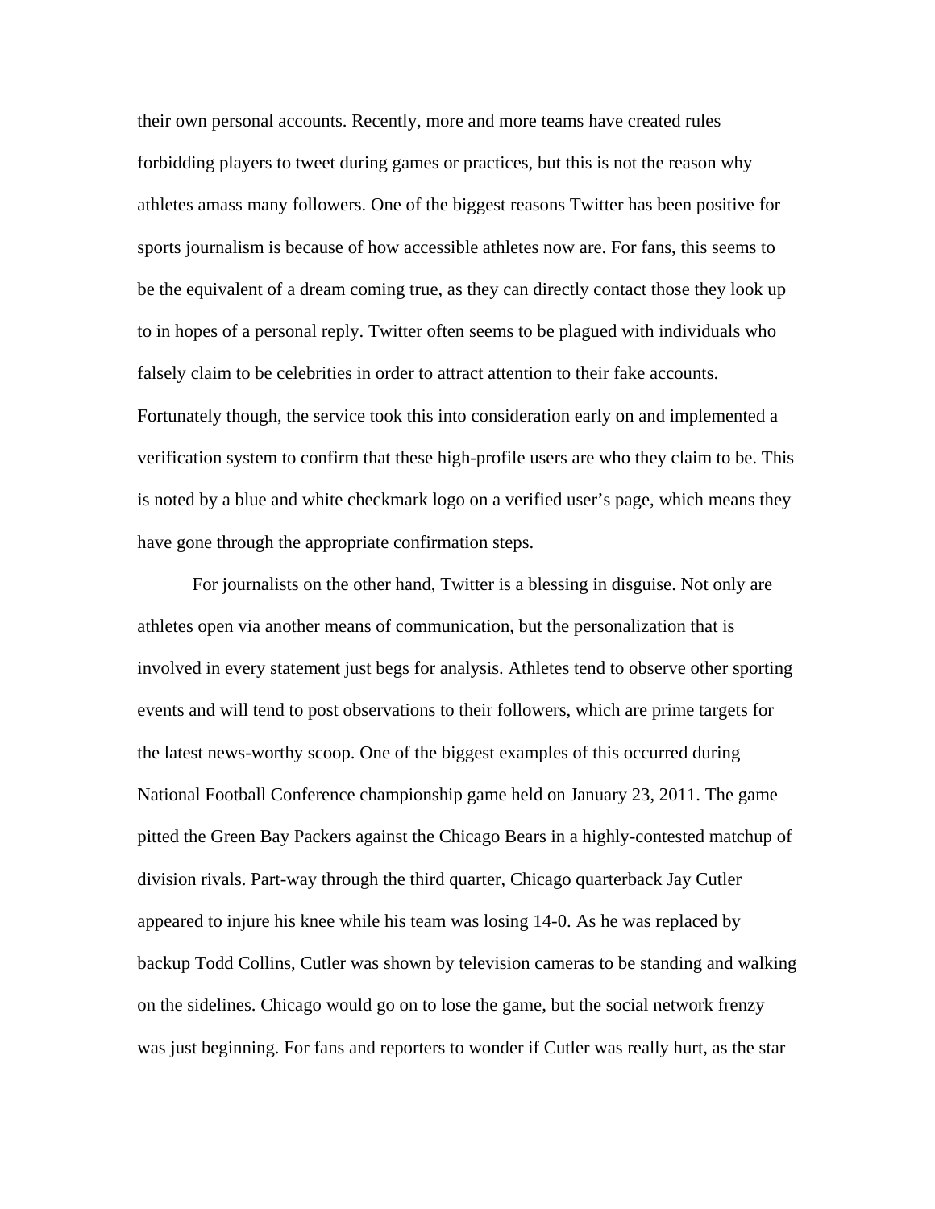their own personal accounts. Recently, more and more teams have created rules forbidding players to tweet during games or practices, but this is not the reason why athletes amass many followers. One of the biggest reasons Twitter has been positive for sports journalism is because of how accessible athletes now are. For fans, this seems to be the equivalent of a dream coming true, as they can directly contact those they look up to in hopes of a personal reply. Twitter often seems to be plagued with individuals who falsely claim to be celebrities in order to attract attention to their fake accounts. Fortunately though, the service took this into consideration early on and implemented a verification system to confirm that these high-profile users are who they claim to be. This is noted by a blue and white checkmark logo on a verified user's page, which means they have gone through the appropriate confirmation steps.

For journalists on the other hand, Twitter is a blessing in disguise. Not only are athletes open via another means of communication, but the personalization that is involved in every statement just begs for analysis. Athletes tend to observe other sporting events and will tend to post observations to their followers, which are prime targets for the latest news-worthy scoop. One of the biggest examples of this occurred during National Football Conference championship game held on January 23, 2011. The game pitted the Green Bay Packers against the Chicago Bears in a highly-contested matchup of division rivals. Part-way through the third quarter, Chicago quarterback Jay Cutler appeared to injure his knee while his team was losing 14-0. As he was replaced by backup Todd Collins, Cutler was shown by television cameras to be standing and walking on the sidelines. Chicago would go on to lose the game, but the social network frenzy was just beginning. For fans and reporters to wonder if Cutler was really hurt, as the star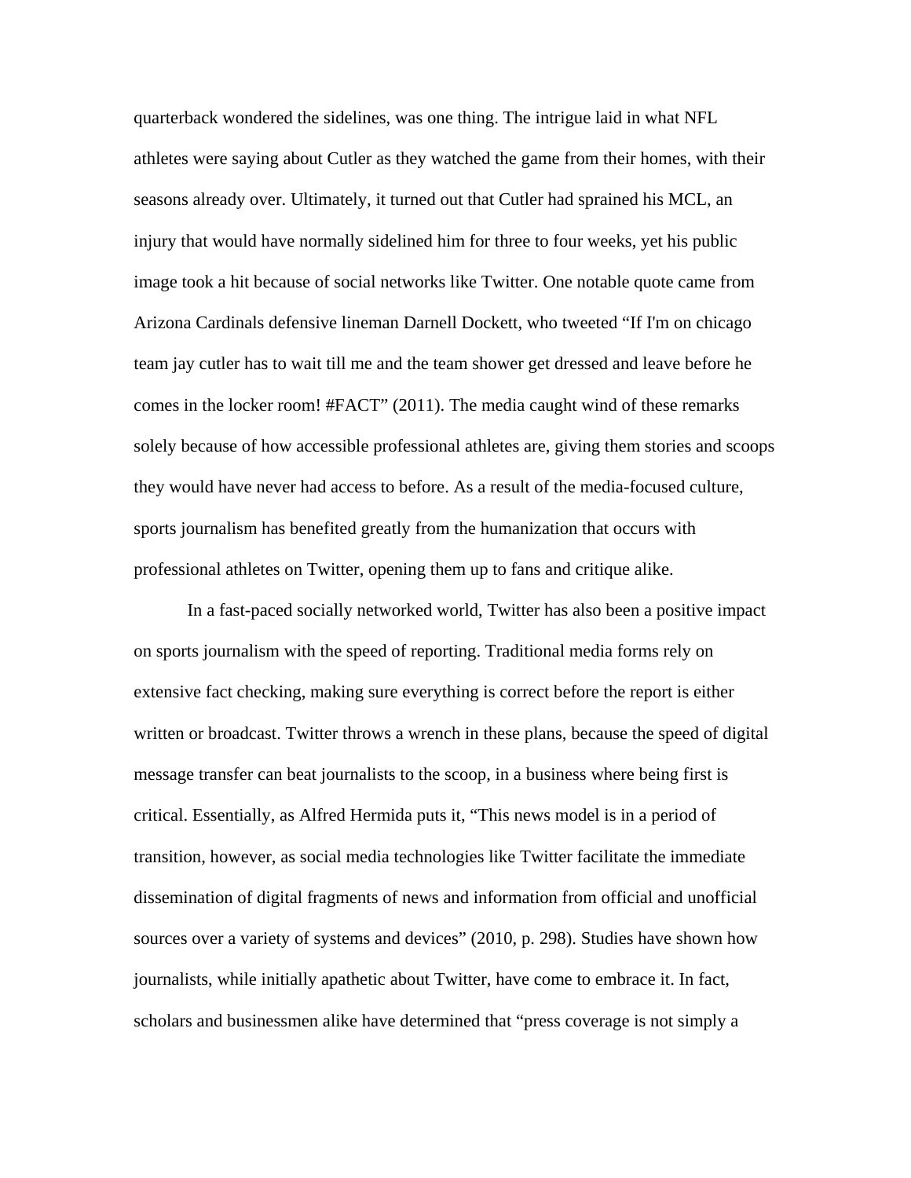quarterback wondered the sidelines, was one thing. The intrigue laid in what NFL athletes were saying about Cutler as they watched the game from their homes, with their seasons already over. Ultimately, it turned out that Cutler had sprained his MCL, an injury that would have normally sidelined him for three to four weeks, yet his public image took a hit because of social networks like Twitter. One notable quote came from Arizona Cardinals defensive lineman Darnell Dockett, who tweeted "If I'm on chicago team jay cutler has to wait till me and the team shower get dressed and leave before he comes in the locker room! #FACT" (2011). The media caught wind of these remarks solely because of how accessible professional athletes are, giving them stories and scoops they would have never had access to before. As a result of the media-focused culture, sports journalism has benefited greatly from the humanization that occurs with professional athletes on Twitter, opening them up to fans and critique alike.

In a fast-paced socially networked world, Twitter has also been a positive impact on sports journalism with the speed of reporting. Traditional media forms rely on extensive fact checking, making sure everything is correct before the report is either written or broadcast. Twitter throws a wrench in these plans, because the speed of digital message transfer can beat journalists to the scoop, in a business where being first is critical. Essentially, as Alfred Hermida puts it, "This news model is in a period of transition, however, as social media technologies like Twitter facilitate the immediate dissemination of digital fragments of news and information from official and unofficial sources over a variety of systems and devices" (2010, p. 298). Studies have shown how journalists, while initially apathetic about Twitter, have come to embrace it. In fact, scholars and businessmen alike have determined that "press coverage is not simply a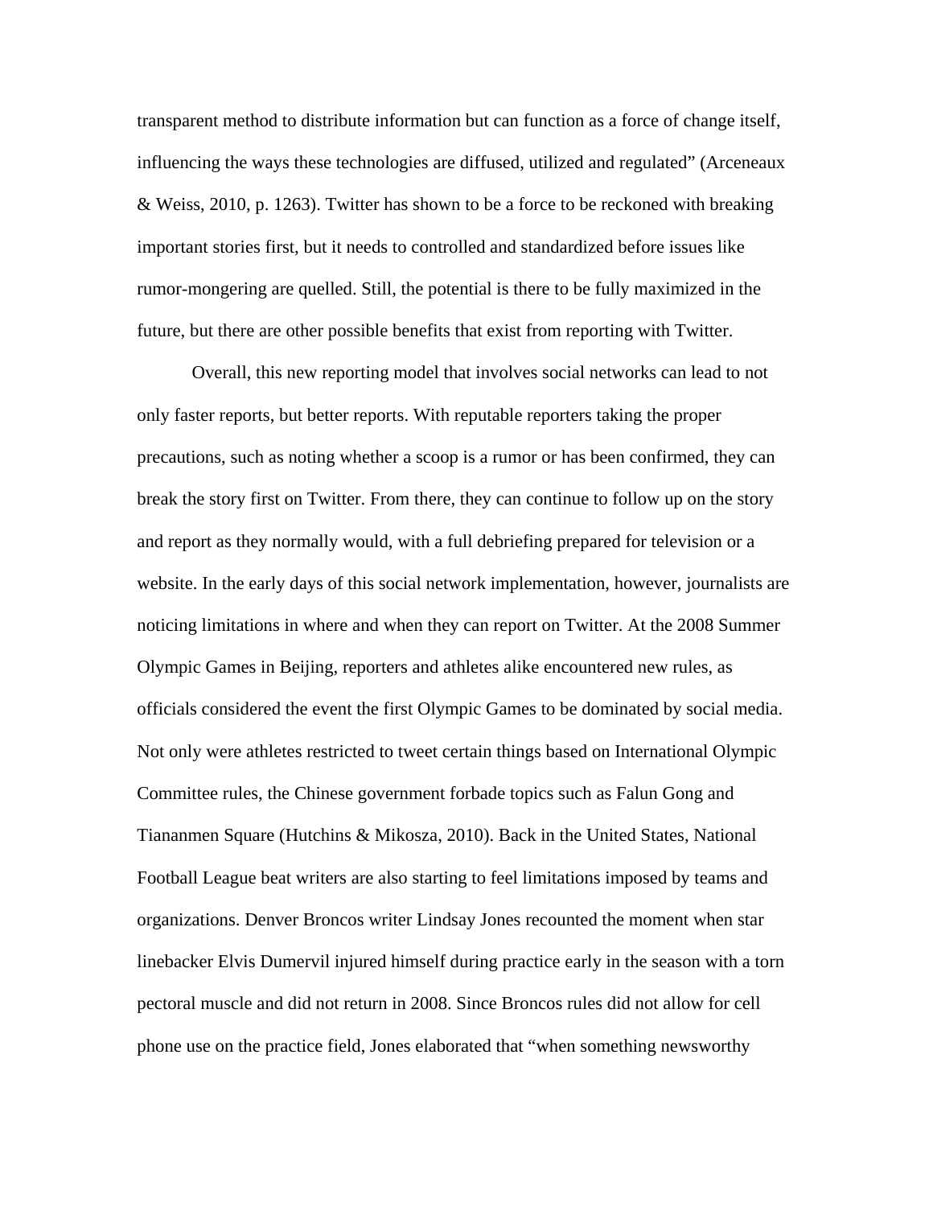transparent method to distribute information but can function as a force of change itself, influencing the ways these technologies are diffused, utilized and regulated" (Arceneaux & Weiss, 2010, p. 1263). Twitter has shown to be a force to be reckoned with breaking important stories first, but it needs to controlled and standardized before issues like rumor-mongering are quelled. Still, the potential is there to be fully maximized in the future, but there are other possible benefits that exist from reporting with Twitter.

Overall, this new reporting model that involves social networks can lead to not only faster reports, but better reports. With reputable reporters taking the proper precautions, such as noting whether a scoop is a rumor or has been confirmed, they can break the story first on Twitter. From there, they can continue to follow up on the story and report as they normally would, with a full debriefing prepared for television or a website. In the early days of this social network implementation, however, journalists are noticing limitations in where and when they can report on Twitter. At the 2008 Summer Olympic Games in Beijing, reporters and athletes alike encountered new rules, as officials considered the event the first Olympic Games to be dominated by social media. Not only were athletes restricted to tweet certain things based on International Olympic Committee rules, the Chinese government forbade topics such as Falun Gong and Tiananmen Square (Hutchins & Mikosza, 2010). Back in the United States, National Football League beat writers are also starting to feel limitations imposed by teams and organizations. Denver Broncos writer Lindsay Jones recounted the moment when star linebacker Elvis Dumervil injured himself during practice early in the season with a torn pectoral muscle and did not return in 2008. Since Broncos rules did not allow for cell phone use on the practice field, Jones elaborated that "when something newsworthy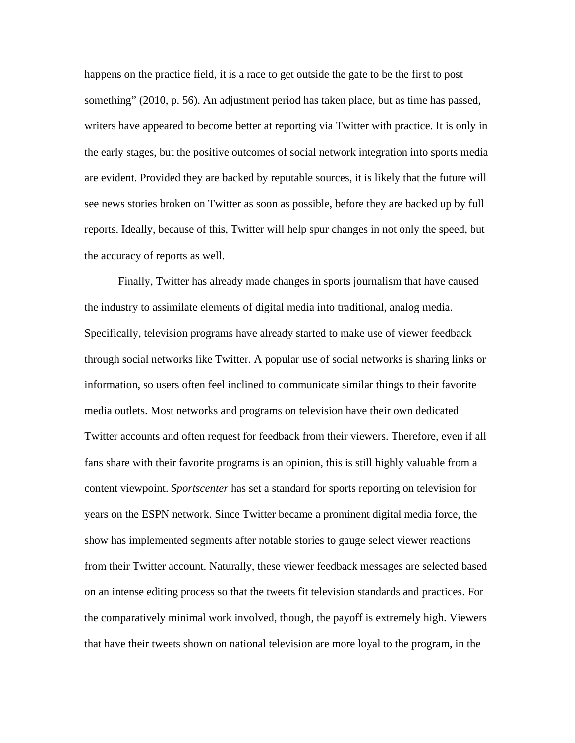happens on the practice field, it is a race to get outside the gate to be the first to post something" (2010, p. 56). An adjustment period has taken place, but as time has passed, writers have appeared to become better at reporting via Twitter with practice. It is only in the early stages, but the positive outcomes of social network integration into sports media are evident. Provided they are backed by reputable sources, it is likely that the future will see news stories broken on Twitter as soon as possible, before they are backed up by full reports. Ideally, because of this, Twitter will help spur changes in not only the speed, but the accuracy of reports as well.

Finally, Twitter has already made changes in sports journalism that have caused the industry to assimilate elements of digital media into traditional, analog media. Specifically, television programs have already started to make use of viewer feedback through social networks like Twitter. A popular use of social networks is sharing links or information, so users often feel inclined to communicate similar things to their favorite media outlets. Most networks and programs on television have their own dedicated Twitter accounts and often request for feedback from their viewers. Therefore, even if all fans share with their favorite programs is an opinion, this is still highly valuable from a content viewpoint. *Sportscenter* has set a standard for sports reporting on television for years on the ESPN network. Since Twitter became a prominent digital media force, the show has implemented segments after notable stories to gauge select viewer reactions from their Twitter account. Naturally, these viewer feedback messages are selected based on an intense editing process so that the tweets fit television standards and practices. For the comparatively minimal work involved, though, the payoff is extremely high. Viewers that have their tweets shown on national television are more loyal to the program, in the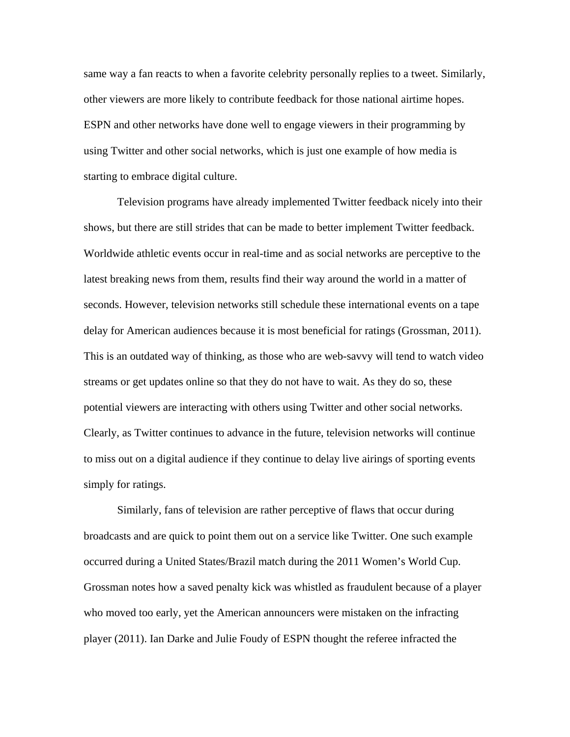same way a fan reacts to when a favorite celebrity personally replies to a tweet. Similarly, other viewers are more likely to contribute feedback for those national airtime hopes. ESPN and other networks have done well to engage viewers in their programming by using Twitter and other social networks, which is just one example of how media is starting to embrace digital culture.

Television programs have already implemented Twitter feedback nicely into their shows, but there are still strides that can be made to better implement Twitter feedback. Worldwide athletic events occur in real-time and as social networks are perceptive to the latest breaking news from them, results find their way around the world in a matter of seconds. However, television networks still schedule these international events on a tape delay for American audiences because it is most beneficial for ratings (Grossman, 2011). This is an outdated way of thinking, as those who are web-savvy will tend to watch video streams or get updates online so that they do not have to wait. As they do so, these potential viewers are interacting with others using Twitter and other social networks. Clearly, as Twitter continues to advance in the future, television networks will continue to miss out on a digital audience if they continue to delay live airings of sporting events simply for ratings.

Similarly, fans of television are rather perceptive of flaws that occur during broadcasts and are quick to point them out on a service like Twitter. One such example occurred during a United States/Brazil match during the 2011 Women's World Cup. Grossman notes how a saved penalty kick was whistled as fraudulent because of a player who moved too early, yet the American announcers were mistaken on the infracting player (2011). Ian Darke and Julie Foudy of ESPN thought the referee infracted the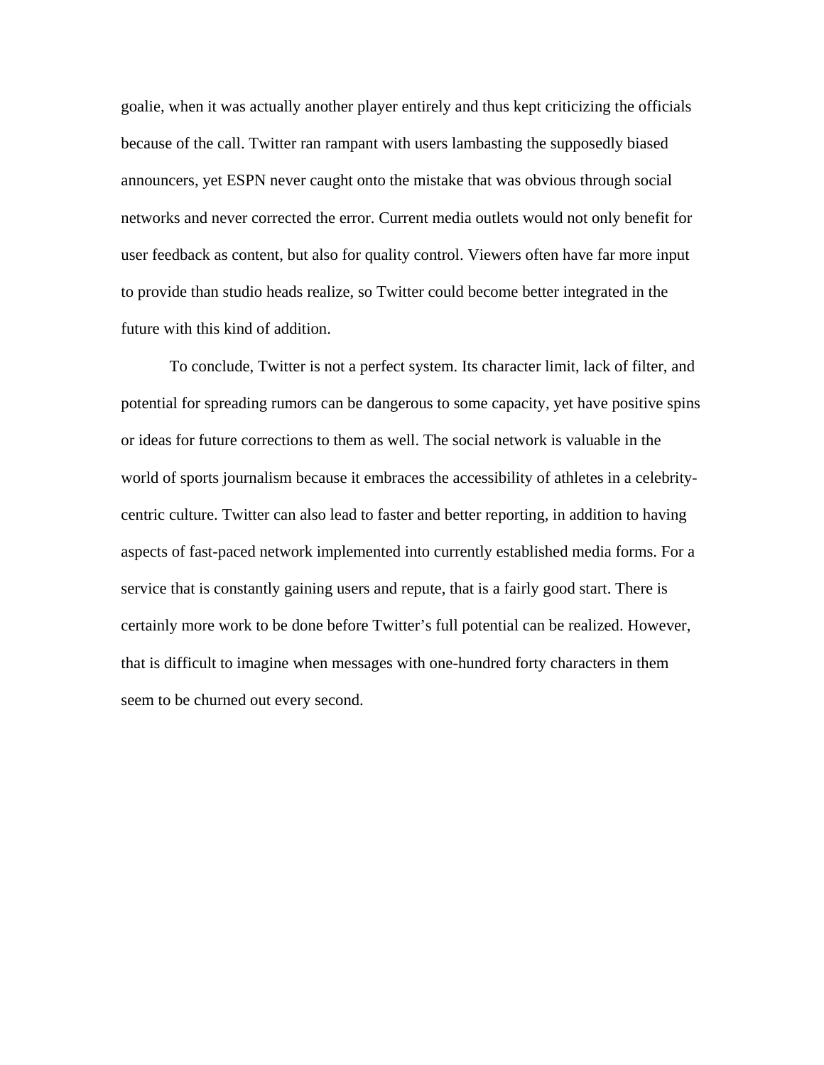goalie, when it was actually another player entirely and thus kept criticizing the officials because of the call. Twitter ran rampant with users lambasting the supposedly biased announcers, yet ESPN never caught onto the mistake that was obvious through social networks and never corrected the error. Current media outlets would not only benefit for user feedback as content, but also for quality control. Viewers often have far more input to provide than studio heads realize, so Twitter could become better integrated in the future with this kind of addition.

To conclude, Twitter is not a perfect system. Its character limit, lack of filter, and potential for spreading rumors can be dangerous to some capacity, yet have positive spins or ideas for future corrections to them as well. The social network is valuable in the world of sports journalism because it embraces the accessibility of athletes in a celebrity-centric culture. Twitter can also lead to faster and better reporting, in addition to having aspects of fast-paced network implemented into currently established media forms. For a service that is constantly gaining users and repute, that is a fairly good start. There is certainly more work to be done before Twitter's full potential can be realized. However, that is difficult to imagine when messages with one-hundred forty characters in them seem to be churned out every second.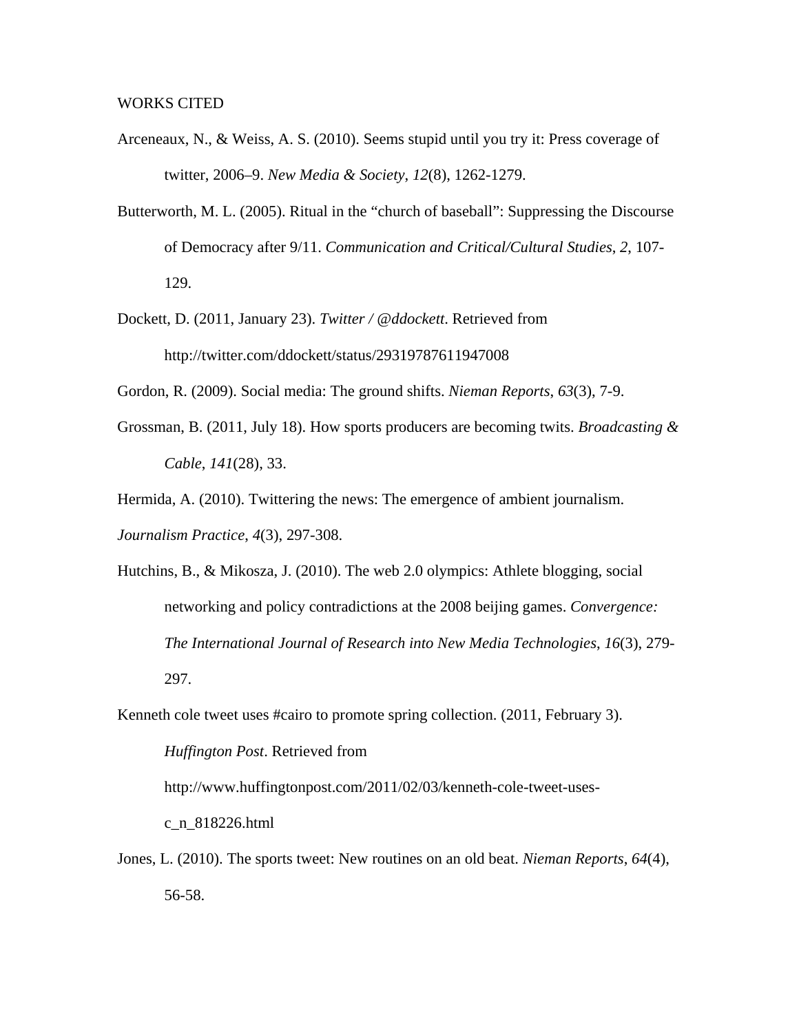WORKS CITED

Arceneaux, N., & Weiss, A. S. (2010). Seems stupid until you try it: Press coverage of twitter, 2006–9. *New Media & Society*, *12*(8), 1262-1279.

Butterworth, M. L. (2005). Ritual in the "church of baseball": Suppressing the Discourse of Democracy after 9/11. *Communication and Critical/Cultural Studies*, *2*, 107-129.

Dockett, D. (2011, January 23). *Twitter / @ddockett*. Retrieved from http://twitter.com/ddockett/status/29319787611947008

Gordon, R. (2009). Social media: The ground shifts. *Nieman Reports*, *63*(3), 7-9.

Grossman, B. (2011, July 18). How sports producers are becoming twits. *Broadcasting & Cable*, *141*(28), 33.

Hermida, A. (2010). Twittering the news: The emergence of ambient journalism. *Journalism Practice*, *4*(3), 297-308.

Hutchins, B., & Mikosza, J. (2010). The web 2.0 olympics: Athlete blogging, social networking and policy contradictions at the 2008 beijing games. *Convergence: The International Journal of Research into New Media Technologies*, *16*(3), 279-297.

Kenneth cole tweet uses #cairo to promote spring collection. (2011, February 3). *Huffington Post*. Retrieved from http://www.huffingtonpost.com/2011/02/03/kenneth-cole-tweet-uses-c_n_818226.html

Jones, L. (2010). The sports tweet: New routines on an old beat. *Nieman Reports*, *64*(4), 56-58.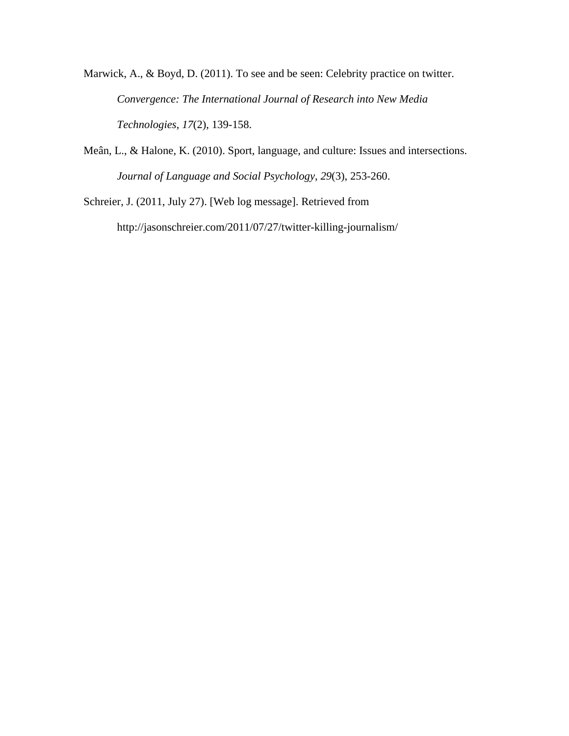Marwick, A., & Boyd, D. (2011). To see and be seen: Celebrity practice on twitter. *Convergence: The International Journal of Research into New Media Technologies*, *17*(2), 139-158.

Meân, L., & Halone, K. (2010). Sport, language, and culture: Issues and intersections. *Journal of Language and Social Psychology*, *29*(3), 253-260.

Schreier, J. (2011, July 27). [Web log message]. Retrieved from http://jasonschreier.com/2011/07/27/twitter-killing-journalism/